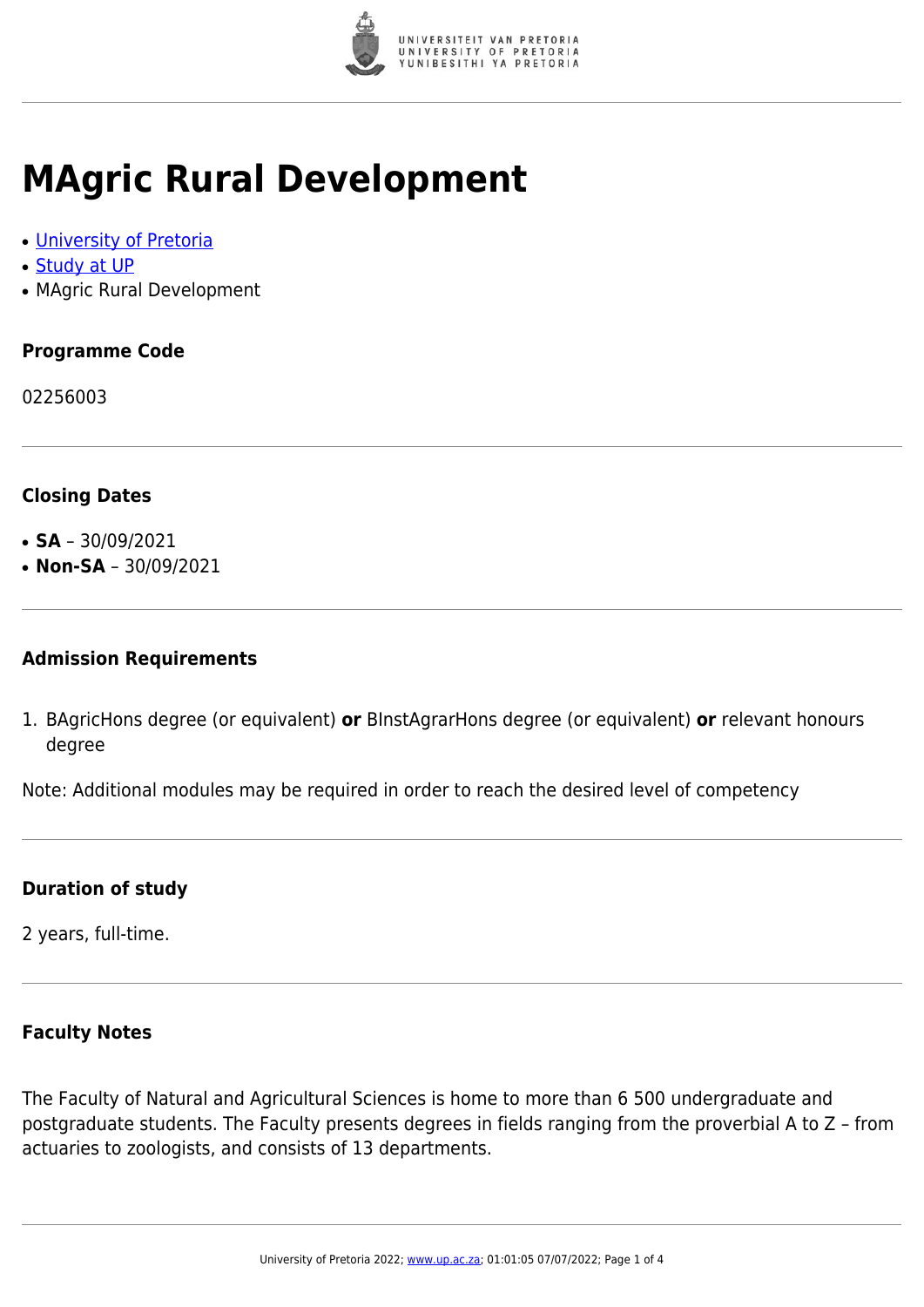# MAgric Rural Development

- University of Pretoria
- Study at UP
- MAgric Rural Development

### Programme Code

02256003

### Closing Dates

- **SA** – 30/09/2021
- **Non-SA** – 30/09/2021

### Admission Requirements

1. BAgricHons degree (or equivalent) **or** BInstAgrarHons degree (or equivalent) **or** relevant honours degree

Note: Additional modules may be required in order to reach the desired level of competency

### Duration of study

2 years, full-time.

### Faculty Notes

The Faculty of Natural and Agricultural Sciences is home to more than 6 500 undergraduate and postgraduate students. The Faculty presents degrees in fields ranging from the proverbial A to Z – from actuaries to zoologists, and consists of 13 departments.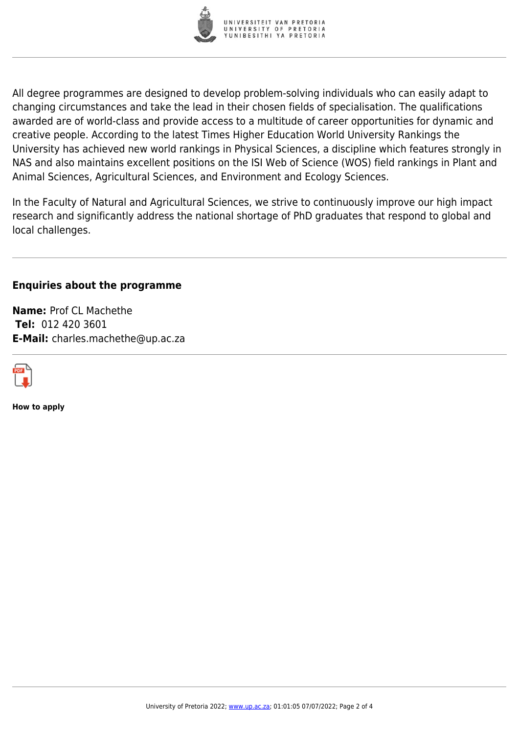All degree programmes are designed to develop problem-solving individuals who can easily adapt to changing circumstances and take the lead in their chosen fields of specialisation. The qualifications awarded are of world-class and provide access to a multitude of career opportunities for dynamic and creative people. According to the latest Times Higher Education World University Rankings the University has achieved new world rankings in Physical Sciences, a discipline which features strongly in NAS and also maintains excellent positions on the ISI Web of Science (WOS) field rankings in Plant and Animal Sciences, Agricultural Sciences, and Environment and Ecology Sciences.

In the Faculty of Natural and Agricultural Sciences, we strive to continuously improve our high impact research and significantly address the national shortage of PhD graduates that respond to global and local challenges.

### Enquiries about the programme

**Name:** Prof CL Machethe
**Tel:** 012 420 3601
**E-Mail:** charles.machethe@up.ac.za

**How to apply**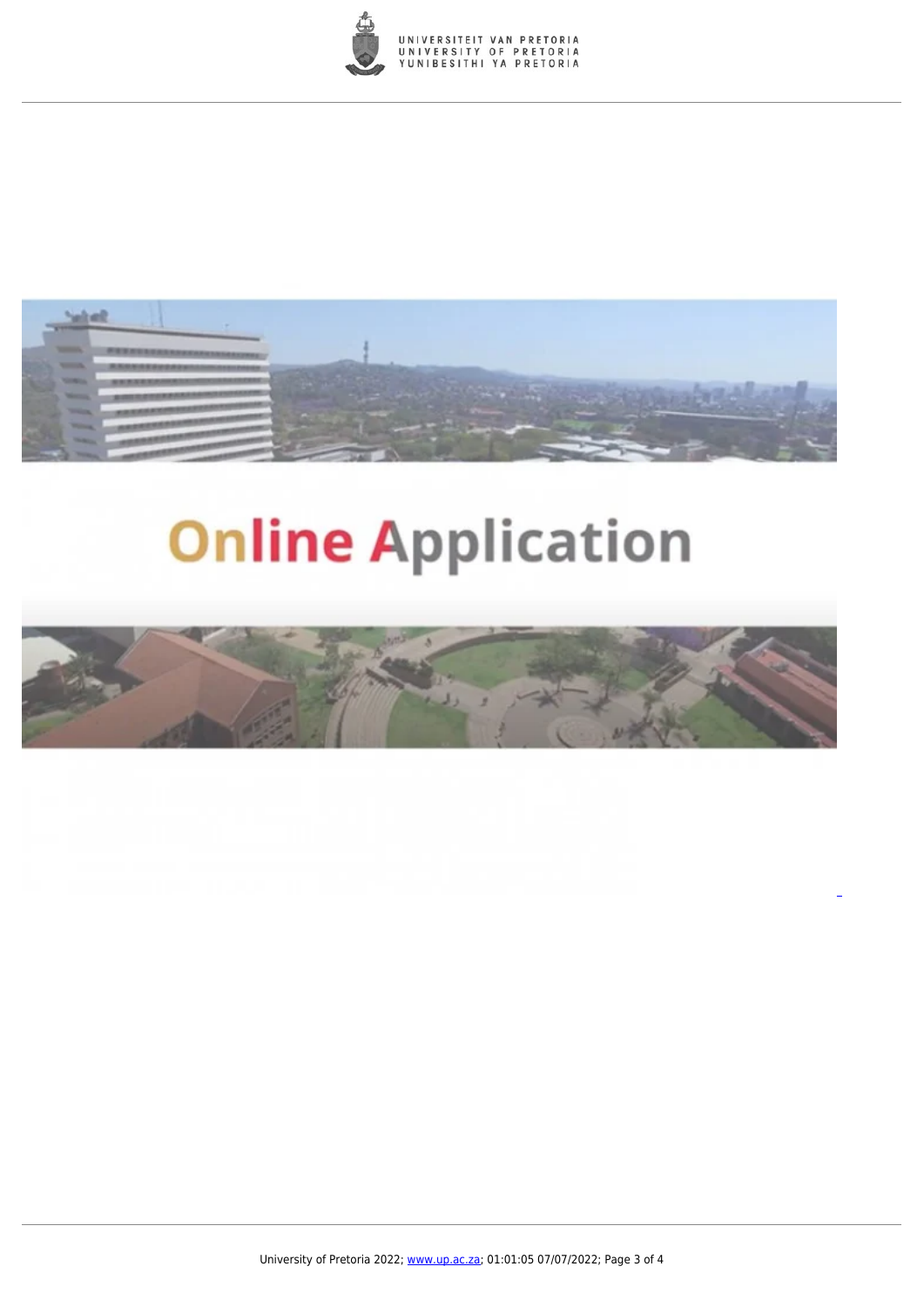Online Application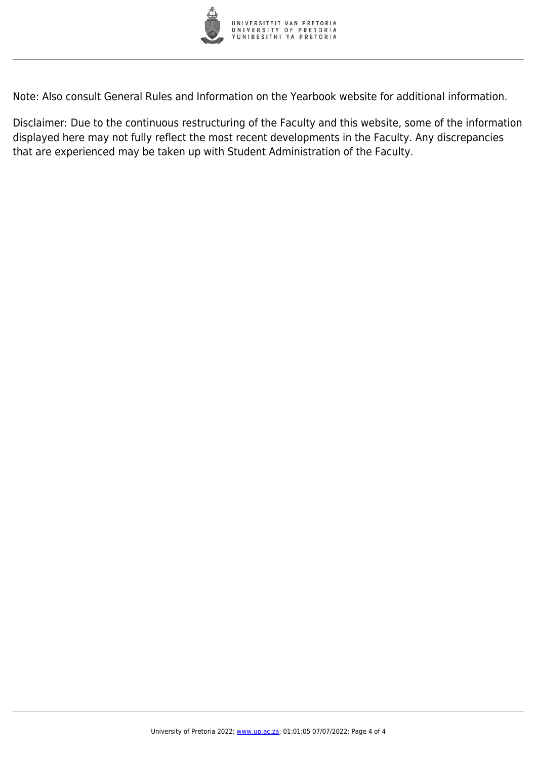Note: Also consult General Rules and Information on the Yearbook website for additional information.

Disclaimer: Due to the continuous restructuring of the Faculty and this website, some of the information displayed here may not fully reflect the most recent developments in the Faculty. Any discrepancies that are experienced may be taken up with Student Administration of the Faculty.